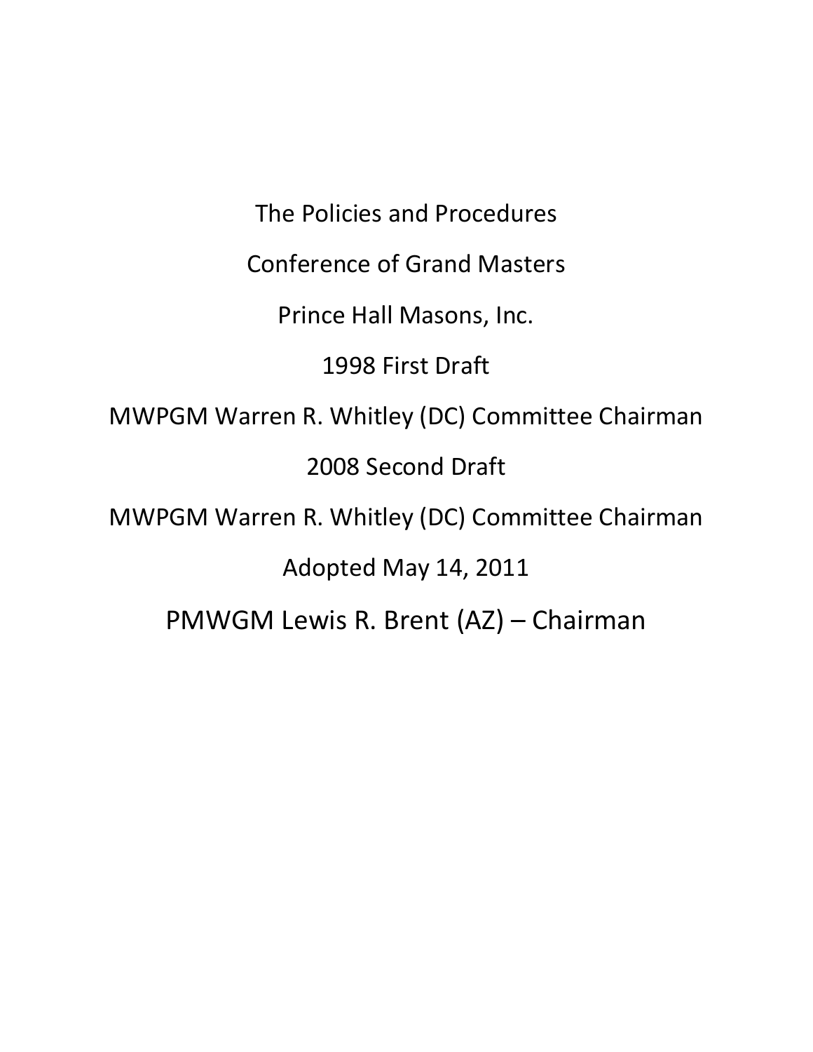The Policies and Procedures

Conference of Grand Masters

Prince Hall Masons, Inc.

1998 First Draft

MWPGM Warren R. Whitley (DC) Committee Chairman

2008 Second Draft

MWPGM Warren R. Whitley (DC) Committee Chairman

Adopted May 14, 2011

PMWGM Lewis R. Brent (AZ) – Chairman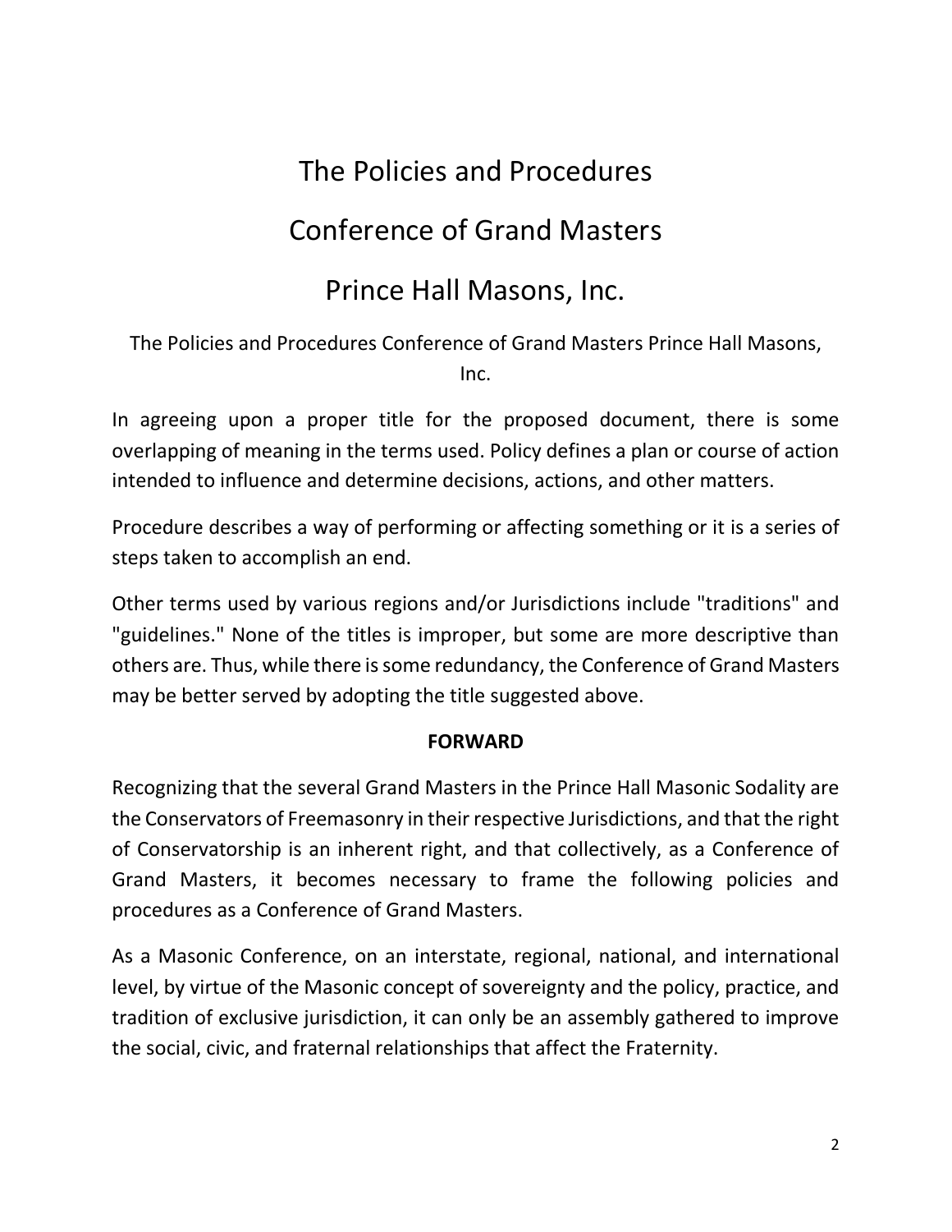# The Policies and Procedures

# Conference of Grand Masters

# Prince Hall Masons, Inc.

The Policies and Procedures Conference of Grand Masters Prince Hall Masons, Inc.

In agreeing upon a proper title for the proposed document, there is some overlapping of meaning in the terms used. Policy defines a plan or course of action intended to influence and determine decisions, actions, and other matters.

Procedure describes a way of performing or affecting something or it is a series of steps taken to accomplish an end.

Other terms used by various regions and/or Jurisdictions include "traditions" and "guidelines." None of the titles is improper, but some are more descriptive than others are. Thus, while there is some redundancy, the Conference of Grand Masters may be better served by adopting the title suggested above.

## FORWARD

Recognizing that the several Grand Masters in the Prince Hall Masonic Sodality are the Conservators of Freemasonry in their respective Jurisdictions, and that the right of Conservatorship is an inherent right, and that collectively, as a Conference of Grand Masters, it becomes necessary to frame the following policies and procedures as a Conference of Grand Masters.

As a Masonic Conference, on an interstate, regional, national, and international level, by virtue of the Masonic concept of sovereignty and the policy, practice, and tradition of exclusive jurisdiction, it can only be an assembly gathered to improve the social, civic, and fraternal relationships that affect the Fraternity.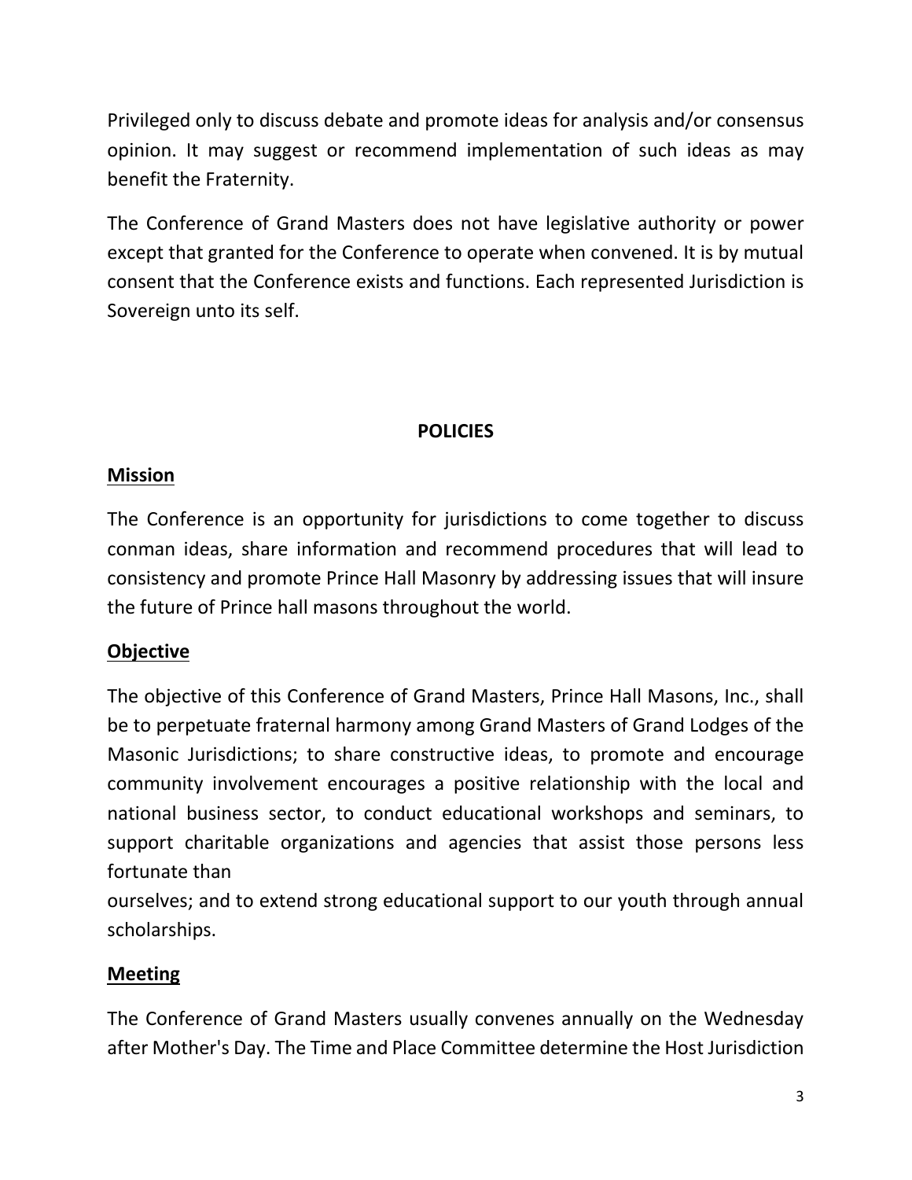Privileged only to discuss debate and promote ideas for analysis and/or consensus opinion. It may suggest or recommend implementation of such ideas as may benefit the Fraternity.

The Conference of Grand Masters does not have legislative authority or power except that granted for the Conference to operate when convened. It is by mutual consent that the Conference exists and functions. Each represented Jurisdiction is Sovereign unto its self.

## POLICIES

### Mission

The Conference is an opportunity for jurisdictions to come together to discuss conman ideas, share information and recommend procedures that will lead to consistency and promote Prince Hall Masonry by addressing issues that will insure the future of Prince hall masons throughout the world.

### Objective

The objective of this Conference of Grand Masters, Prince Hall Masons, Inc., shall be to perpetuate fraternal harmony among Grand Masters of Grand Lodges of the Masonic Jurisdictions; to share constructive ideas, to promote and encourage community involvement encourages a positive relationship with the local and national business sector, to conduct educational workshops and seminars, to support charitable organizations and agencies that assist those persons less fortunate than ourselves; and to extend strong educational support to our youth through annual scholarships.

### Meeting

The Conference of Grand Masters usually convenes annually on the Wednesday after Mother's Day. The Time and Place Committee determine the Host Jurisdiction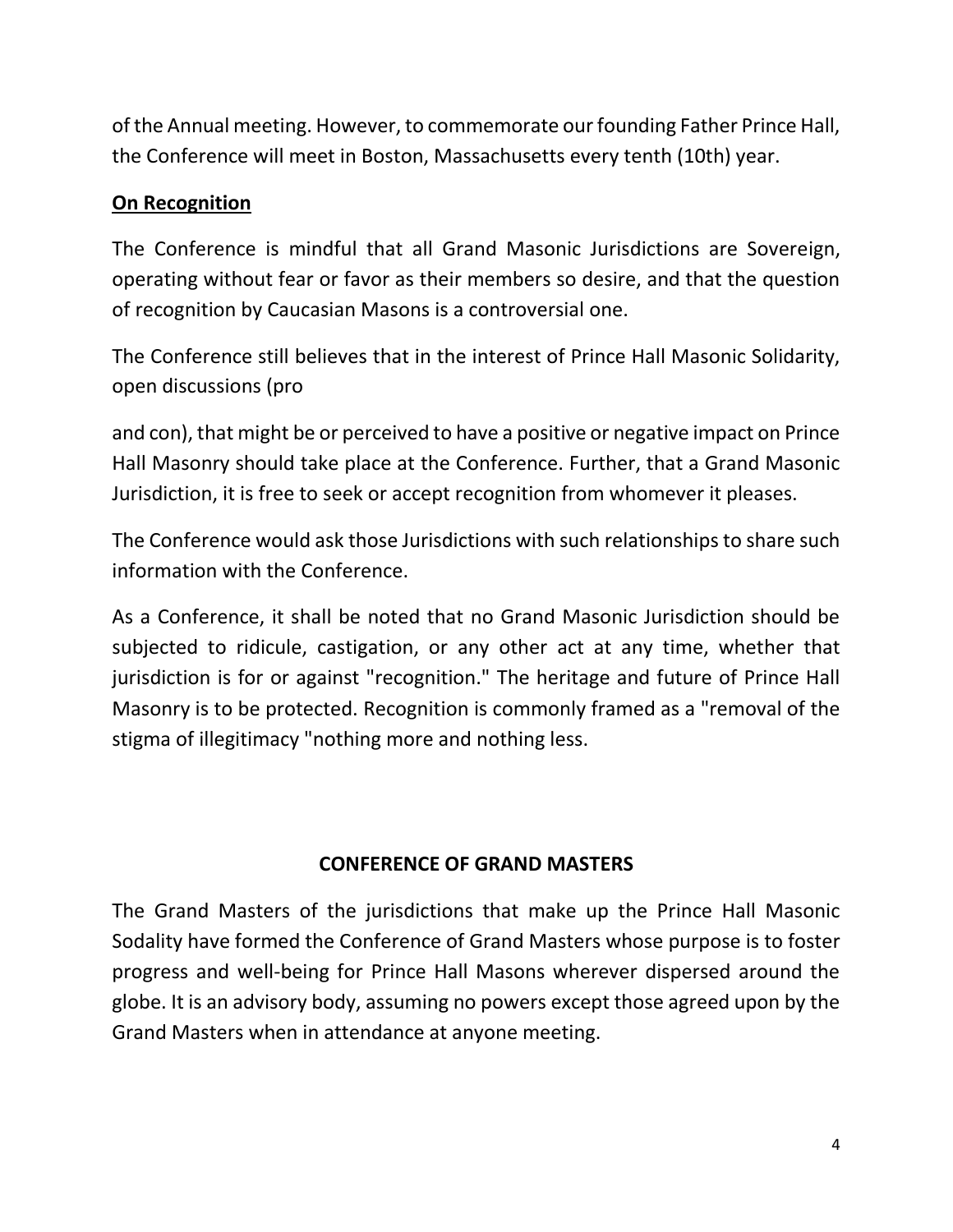of the Annual meeting. However, to commemorate our founding Father Prince Hall, the Conference will meet in Boston, Massachusetts every tenth (10th) year.

**On Recognition**

The Conference is mindful that all Grand Masonic Jurisdictions are Sovereign, operating without fear or favor as their members so desire, and that the question of recognition by Caucasian Masons is a controversial one.

The Conference still believes that in the interest of Prince Hall Masonic Solidarity, open discussions (pro

and con), that might be or perceived to have a positive or negative impact on Prince Hall Masonry should take place at the Conference. Further, that a Grand Masonic Jurisdiction, it is free to seek or accept recognition from whomever it pleases.

The Conference would ask those Jurisdictions with such relationships to share such information with the Conference.

As a Conference, it shall be noted that no Grand Masonic Jurisdiction should be subjected to ridicule, castigation, or any other act at any time, whether that jurisdiction is for or against "recognition." The heritage and future of Prince Hall Masonry is to be protected. Recognition is commonly framed as a "removal of the stigma of illegitimacy "nothing more and nothing less.

## CONFERENCE OF GRAND MASTERS

The Grand Masters of the jurisdictions that make up the Prince Hall Masonic Sodality have formed the Conference of Grand Masters whose purpose is to foster progress and well-being for Prince Hall Masons wherever dispersed around the globe. It is an advisory body, assuming no powers except those agreed upon by the Grand Masters when in attendance at anyone meeting.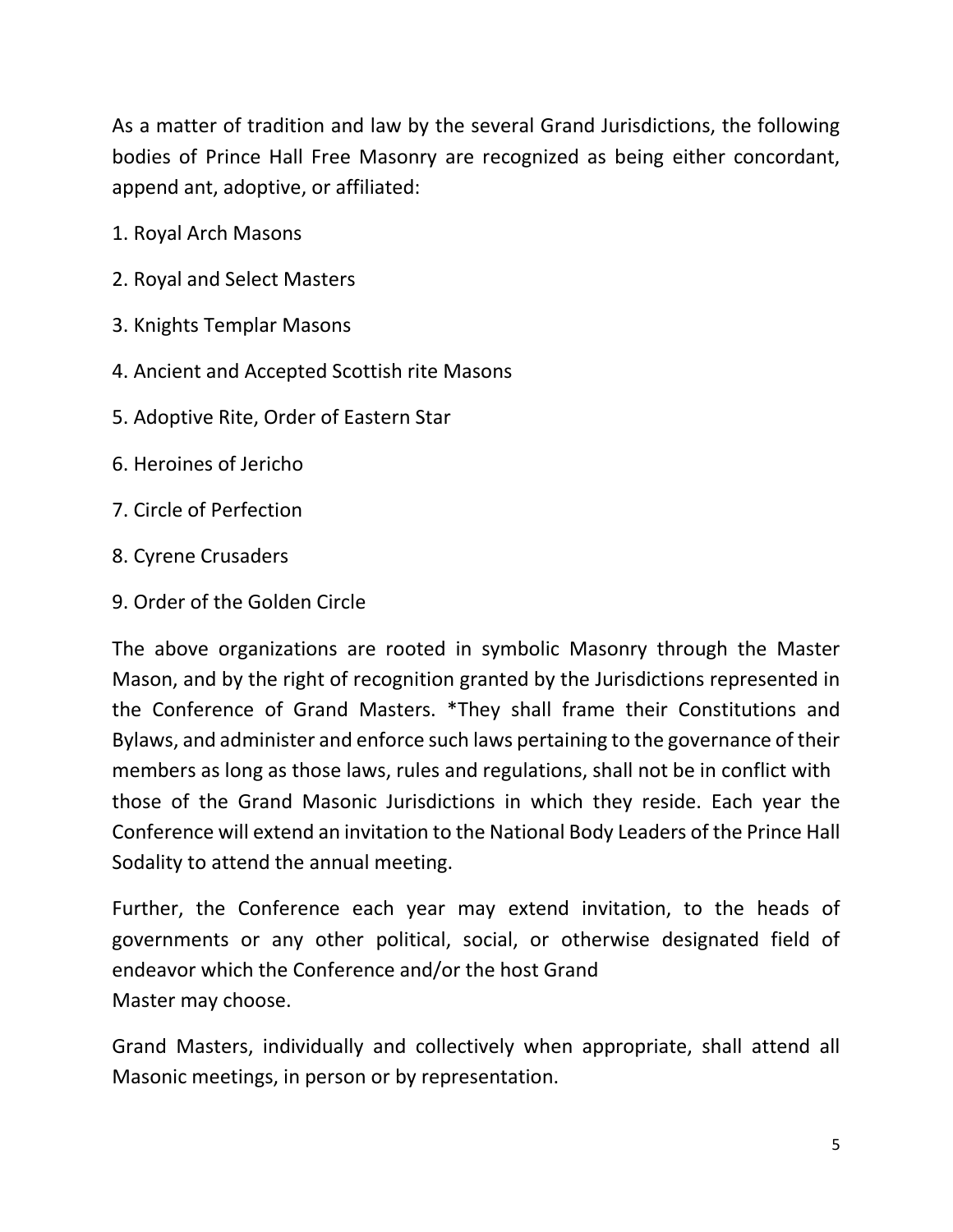As a matter of tradition and law by the several Grand Jurisdictions, the following bodies of Prince Hall Free Masonry are recognized as being either concordant, append ant, adoptive, or affiliated:

1. Royal Arch Masons
2. Royal and Select Masters
3. Knights Templar Masons
4. Ancient and Accepted Scottish rite Masons
5. Adoptive Rite, Order of Eastern Star
6. Heroines of Jericho
7. Circle of Perfection
8. Cyrene Crusaders
9. Order of the Golden Circle

The above organizations are rooted in symbolic Masonry through the Master Mason, and by the right of recognition granted by the Jurisdictions represented in the Conference of Grand Masters. *They shall frame their Constitutions and Bylaws, and administer and enforce such laws pertaining to the governance of their members as long as those laws, rules and regulations, shall not be in conflict with those of the Grand Masonic Jurisdictions in which they reside. Each year the Conference will extend an invitation to the National Body Leaders of the Prince Hall Sodality to attend the annual meeting.

Further, the Conference each year may extend invitation, to the heads of governments or any other political, social, or otherwise designated field of endeavor which the Conference and/or the host Grand Master may choose.

Grand Masters, individually and collectively when appropriate, shall attend all Masonic meetings, in person or by representation.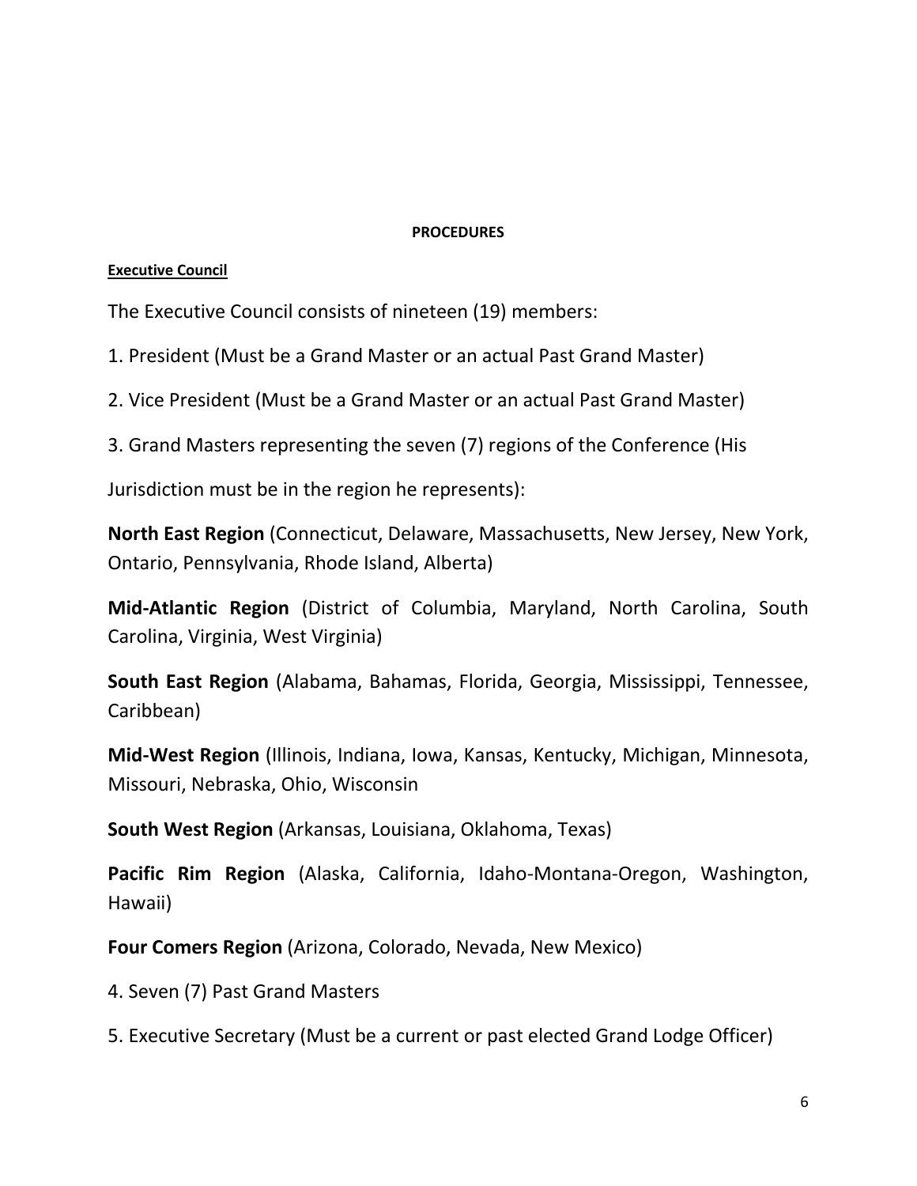**PROCEDURES**

**Executive Council**

The Executive Council consists of nineteen (19) members:

1. President (Must be a Grand Master or an actual Past Grand Master)

2. Vice President (Must be a Grand Master or an actual Past Grand Master)

3. Grand Masters representing the seven (7) regions of the Conference (His Jurisdiction must be in the region he represents):

**North East Region** (Connecticut, Delaware, Massachusetts, New Jersey, New York, Ontario, Pennsylvania, Rhode Island, Alberta)

**Mid-Atlantic Region** (District of Columbia, Maryland, North Carolina, South Carolina, Virginia, West Virginia)

**South East Region** (Alabama, Bahamas, Florida, Georgia, Mississippi, Tennessee, Caribbean)

**Mid-West Region** (Illinois, Indiana, Iowa, Kansas, Kentucky, Michigan, Minnesota, Missouri, Nebraska, Ohio, Wisconsin

**South West Region** (Arkansas, Louisiana, Oklahoma, Texas)

**Pacific Rim Region** (Alaska, California, Idaho-Montana-Oregon, Washington, Hawaii)

**Four Comers Region** (Arizona, Colorado, Nevada, New Mexico)

4. Seven (7) Past Grand Masters

5. Executive Secretary (Must be a current or past elected Grand Lodge Officer)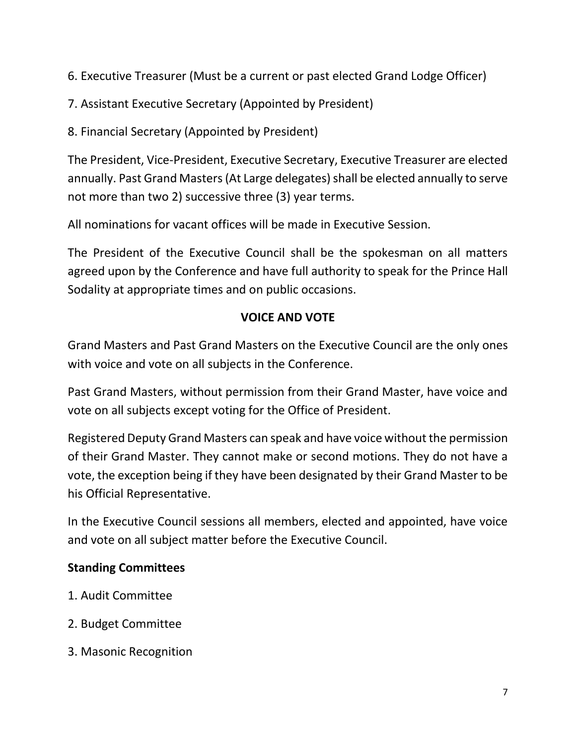6. Executive Treasurer (Must be a current or past elected Grand Lodge Officer)

7. Assistant Executive Secretary (Appointed by President)

8. Financial Secretary (Appointed by President)

The President, Vice-President, Executive Secretary, Executive Treasurer are elected annually. Past Grand Masters (At Large delegates) shall be elected annually to serve not more than two 2) successive three (3) year terms.

All nominations for vacant offices will be made in Executive Session.

The President of the Executive Council shall be the spokesman on all matters agreed upon by the Conference and have full authority to speak for the Prince Hall Sodality at appropriate times and on public occasions.

## VOICE AND VOTE

Grand Masters and Past Grand Masters on the Executive Council are the only ones with voice and vote on all subjects in the Conference.

Past Grand Masters, without permission from their Grand Master, have voice and vote on all subjects except voting for the Office of President.

Registered Deputy Grand Masters can speak and have voice without the permission of their Grand Master. They cannot make or second motions. They do not have a vote, the exception being if they have been designated by their Grand Master to be his Official Representative.

In the Executive Council sessions all members, elected and appointed, have voice and vote on all subject matter before the Executive Council.

**Standing Committees**

1. Audit Committee

2. Budget Committee

3. Masonic Recognition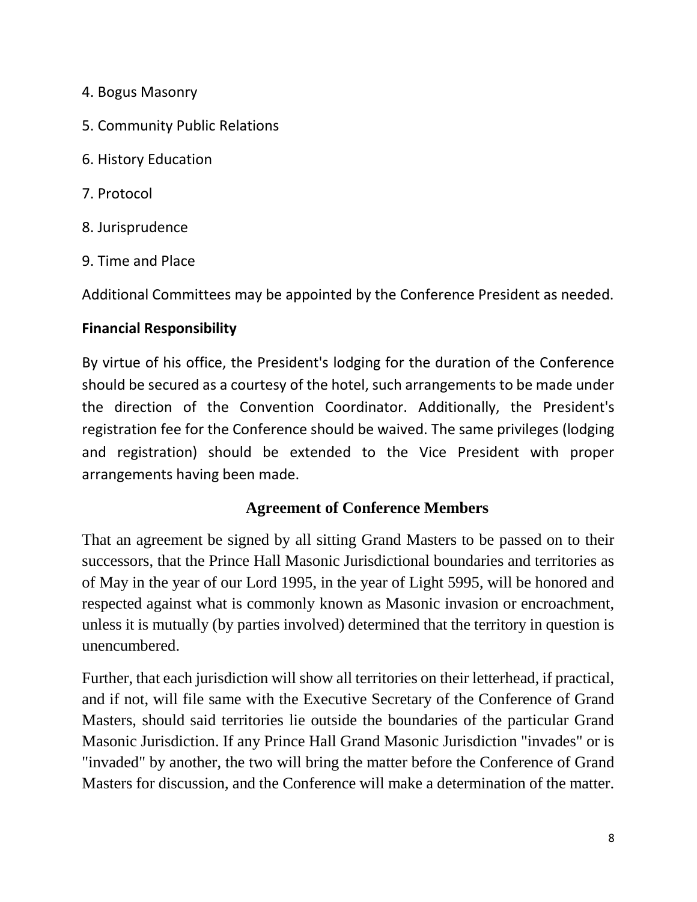4. Bogus Masonry

5. Community Public Relations

6. History Education

7. Protocol

8. Jurisprudence

9. Time and Place

Additional Committees may be appointed by the Conference President as needed.

**Financial Responsibility**

By virtue of his office, the President's lodging for the duration of the Conference should be secured as a courtesy of the hotel, such arrangements to be made under the direction of the Convention Coordinator. Additionally, the President's registration fee for the Conference should be waived. The same privileges (lodging and registration) should be extended to the Vice President with proper arrangements having been made.

## Agreement of Conference Members

That an agreement be signed by all sitting Grand Masters to be passed on to their successors, that the Prince Hall Masonic Jurisdictional boundaries and territories as of May in the year of our Lord 1995, in the year of Light 5995, will be honored and respected against what is commonly known as Masonic invasion or encroachment, unless it is mutually (by parties involved) determined that the territory in question is unencumbered.

Further, that each jurisdiction will show all territories on their letterhead, if practical, and if not, will file same with the Executive Secretary of the Conference of Grand Masters, should said territories lie outside the boundaries of the particular Grand Masonic Jurisdiction. If any Prince Hall Grand Masonic Jurisdiction "invades" or is "invaded" by another, the two will bring the matter before the Conference of Grand Masters for discussion, and the Conference will make a determination of the matter.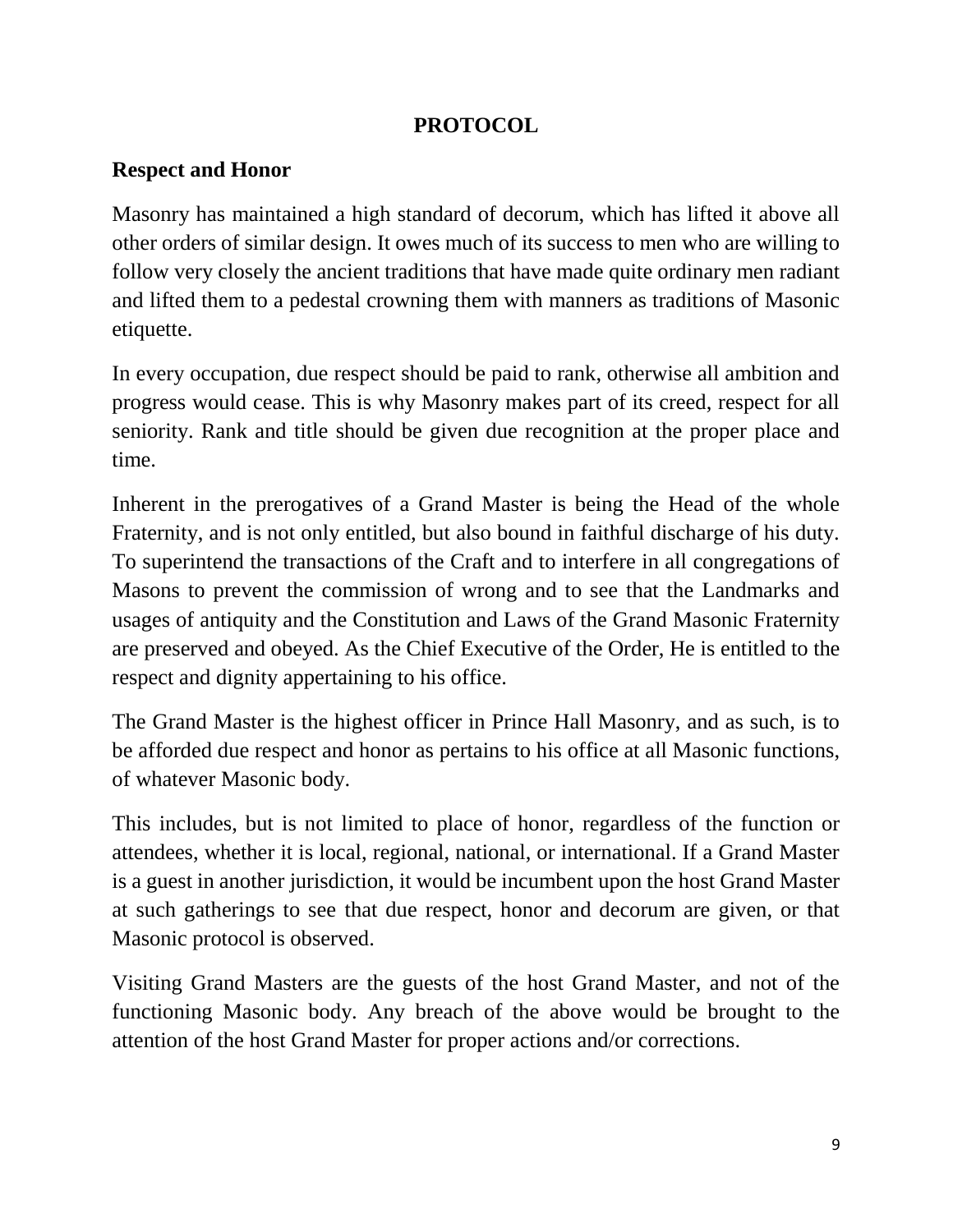# PROTOCOL

## Respect and Honor

Masonry has maintained a high standard of decorum, which has lifted it above all other orders of similar design. It owes much of its success to men who are willing to follow very closely the ancient traditions that have made quite ordinary men radiant and lifted them to a pedestal crowning them with manners as traditions of Masonic etiquette.

In every occupation, due respect should be paid to rank, otherwise all ambition and progress would cease. This is why Masonry makes part of its creed, respect for all seniority. Rank and title should be given due recognition at the proper place and time.

Inherent in the prerogatives of a Grand Master is being the Head of the whole Fraternity, and is not only entitled, but also bound in faithful discharge of his duty. To superintend the transactions of the Craft and to interfere in all congregations of Masons to prevent the commission of wrong and to see that the Landmarks and usages of antiquity and the Constitution and Laws of the Grand Masonic Fraternity are preserved and obeyed. As the Chief Executive of the Order, He is entitled to the respect and dignity appertaining to his office.

The Grand Master is the highest officer in Prince Hall Masonry, and as such, is to be afforded due respect and honor as pertains to his office at all Masonic functions, of whatever Masonic body.

This includes, but is not limited to place of honor, regardless of the function or attendees, whether it is local, regional, national, or international. If a Grand Master is a guest in another jurisdiction, it would be incumbent upon the host Grand Master at such gatherings to see that due respect, honor and decorum are given, or that Masonic protocol is observed.

Visiting Grand Masters are the guests of the host Grand Master, and not of the functioning Masonic body. Any breach of the above would be brought to the attention of the host Grand Master for proper actions and/or corrections.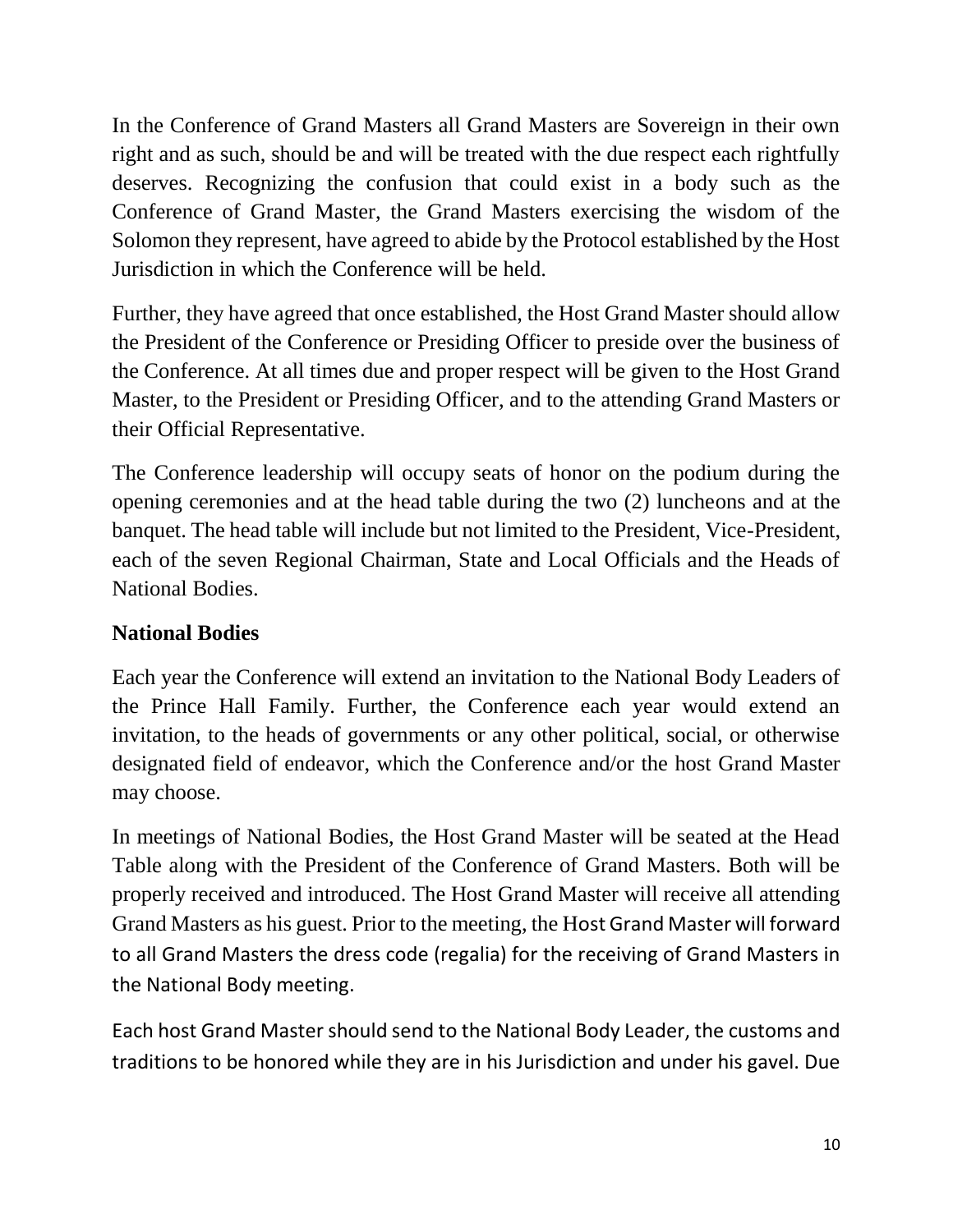In the Conference of Grand Masters all Grand Masters are Sovereign in their own right and as such, should be and will be treated with the due respect each rightfully deserves. Recognizing the confusion that could exist in a body such as the Conference of Grand Master, the Grand Masters exercising the wisdom of the Solomon they represent, have agreed to abide by the Protocol established by the Host Jurisdiction in which the Conference will be held.

Further, they have agreed that once established, the Host Grand Master should allow the President of the Conference or Presiding Officer to preside over the business of the Conference. At all times due and proper respect will be given to the Host Grand Master, to the President or Presiding Officer, and to the attending Grand Masters or their Official Representative.

The Conference leadership will occupy seats of honor on the podium during the opening ceremonies and at the head table during the two (2) luncheons and at the banquet. The head table will include but not limited to the President, Vice-President, each of the seven Regional Chairman, State and Local Officials and the Heads of National Bodies.

## National Bodies

Each year the Conference will extend an invitation to the National Body Leaders of the Prince Hall Family. Further, the Conference each year would extend an invitation, to the heads of governments or any other political, social, or otherwise designated field of endeavor, which the Conference and/or the host Grand Master may choose.

In meetings of National Bodies, the Host Grand Master will be seated at the Head Table along with the President of the Conference of Grand Masters. Both will be properly received and introduced. The Host Grand Master will receive all attending Grand Masters as his guest. Prior to the meeting, the Host Grand Master will forward to all Grand Masters the dress code (regalia) for the receiving of Grand Masters in the National Body meeting.

Each host Grand Master should send to the National Body Leader, the customs and traditions to be honored while they are in his Jurisdiction and under his gavel. Due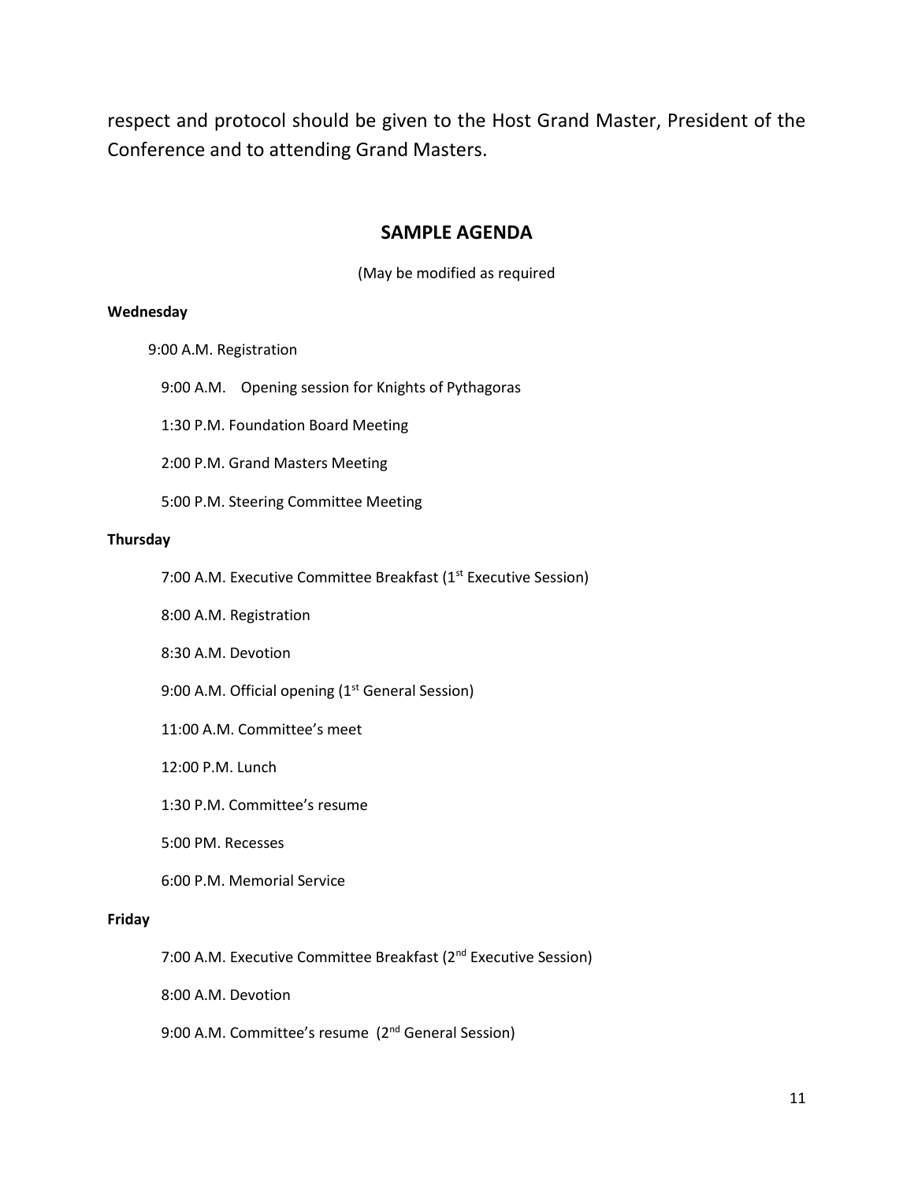respect and protocol should be given to the Host Grand Master, President of the Conference and to attending Grand Masters.

## SAMPLE AGENDA

(May be modified as required

**Wednesday**

9:00 A.M. Registration

9:00 A.M. Opening session for Knights of Pythagoras

1:30 P.M. Foundation Board Meeting

2:00 P.M. Grand Masters Meeting

5:00 P.M. Steering Committee Meeting

**Thursday**

7:00 A.M. Executive Committee Breakfast (1st Executive Session)

8:00 A.M. Registration

8:30 A.M. Devotion

9:00 A.M. Official opening (1st General Session)

11:00 A.M. Committee's meet

12:00 P.M. Lunch

1:30 P.M. Committee's resume

5:00 PM. Recesses

6:00 P.M. Memorial Service

**Friday**

7:00 A.M. Executive Committee Breakfast (2nd Executive Session)

8:00 A.M. Devotion

9:00 A.M. Committee's resume (2nd General Session)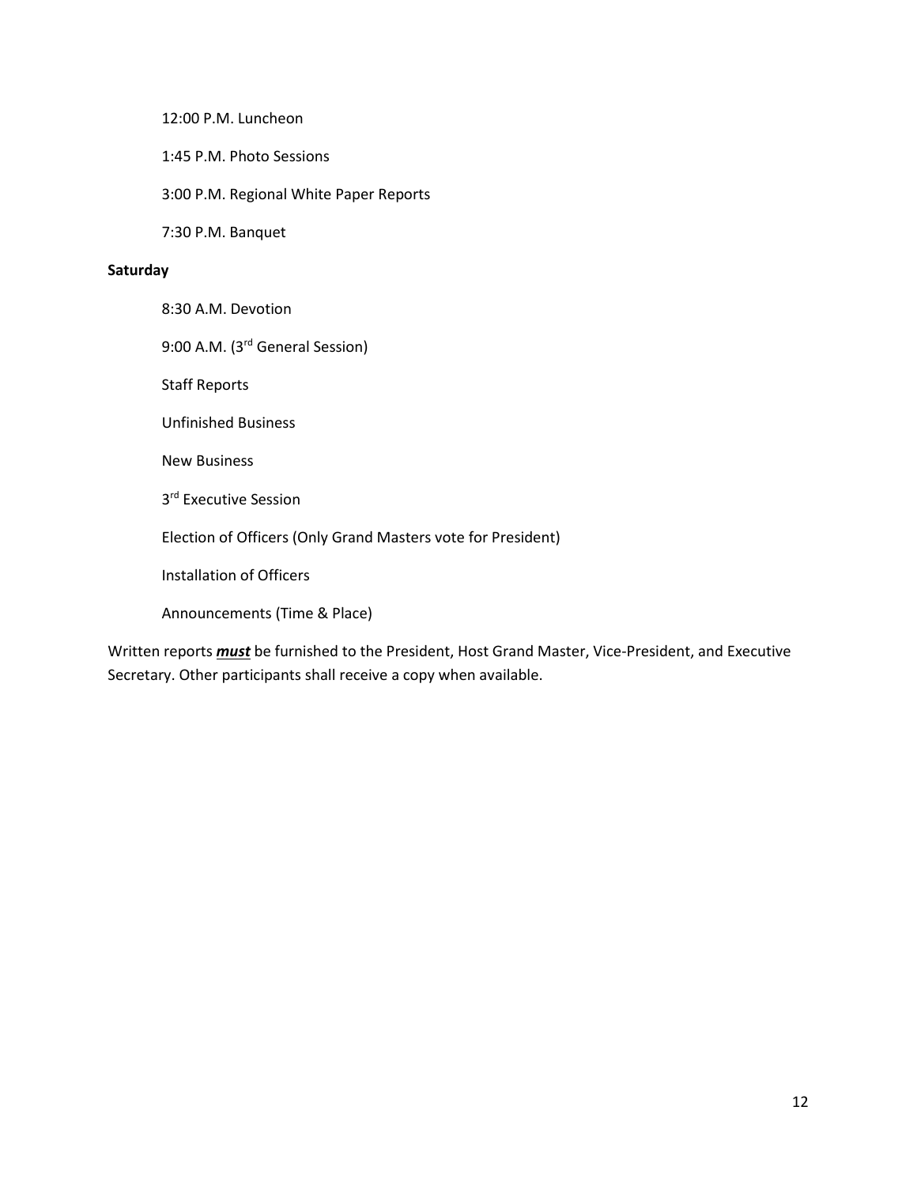12:00 P.M. Luncheon

1:45 P.M. Photo Sessions

3:00 P.M. Regional White Paper Reports

7:30 P.M. Banquet

**Saturday**

8:30 A.M. Devotion

9:00 A.M. (3rd General Session)

Staff Reports

Unfinished Business

New Business

3rd Executive Session

Election of Officers (Only Grand Masters vote for President)

Installation of Officers

Announcements (Time & Place)

Written reports ***must*** be furnished to the President, Host Grand Master, Vice-President, and Executive Secretary. Other participants shall receive a copy when available.